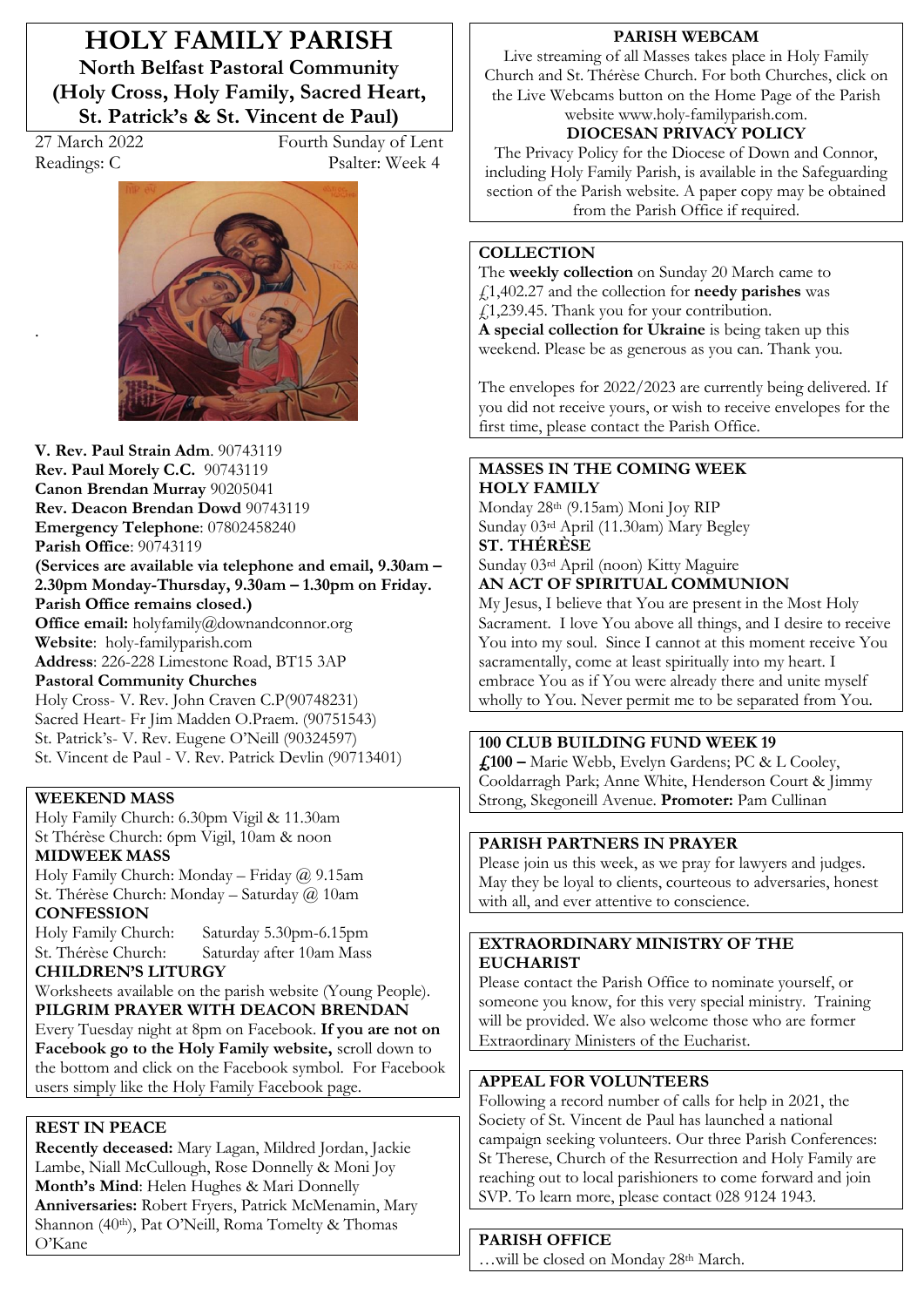# HOLY FAMILY PARISH

## North Belfast Pastoral Community (Holy Cross, Holy Family, Sacred Heart, St. Patrick's & St. Vincent de Paul)

27 March 2022 — Fourth Sunday of Lent

Readings: C — Psalter: Week 4

**V. Rev. Paul Strain Adm**. 90743119
**Rev. Paul Morely C.C.** 90743119
**Canon Brendan Murray** 90205041
**Rev. Deacon Brendan Dowd** 90743119
**Emergency Telephone**: 07802458240
**Parish Office**: 90743119
**(Services are available via telephone and email, 9.30am – 2.30pm Monday-Thursday, 9.30am – 1.30pm on Friday. Parish Office remains closed.)**
**Office email:** holyfamily@downandconnor.org
**Website**: holy-familyparish.com
**Address**: 226-228 Limestone Road, BT15 3AP
**Pastoral Community Churches**
Holy Cross- V. Rev. John Craven C.P(90748231)
Sacred Heart- Fr Jim Madden O.Praem. (90751543)
St. Patrick's- V. Rev. Eugene O'Neill (90324597)
St. Vincent de Paul - V. Rev. Patrick Devlin (90713401)

### WEEKEND MASS

Holy Family Church: 6.30pm Vigil & 11.30am
St Thérèse Church: 6pm Vigil, 10am & noon

### MIDWEEK MASS

Holy Family Church: Monday – Friday @ 9.15am
St. Thérèse Church: Monday – Saturday @ 10am

### CONFESSION

Holy Family Church: Saturday 5.30pm-6.15pm
St. Thérèse Church: Saturday after 10am Mass

### CHILDREN'S LITURGY

Worksheets available on the parish website (Young People).

### PILGRIM PRAYER WITH DEACON BRENDAN

Every Tuesday night at 8pm on Facebook. **If you are not on Facebook go to the Holy Family website,** scroll down to the bottom and click on the Facebook symbol. For Facebook users simply like the Holy Family Facebook page.

### REST IN PEACE

**Recently deceased:** Mary Lagan, Mildred Jordan, Jackie Lambe, Niall McCullough, Rose Donnelly & Moni Joy
**Month's Mind**: Helen Hughes & Mari Donnelly
**Anniversaries:** Robert Fryers, Patrick McMenamin, Mary Shannon (40th), Pat O'Neill, Roma Tomelty & Thomas O'Kane

### PARISH WEBCAM

Live streaming of all Masses takes place in Holy Family Church and St. Thérèse Church. For both Churches, click on the Live Webcams button on the Home Page of the Parish website www.holy-familyparish.com.

### DIOCESAN PRIVACY POLICY

The Privacy Policy for the Diocese of Down and Connor, including Holy Family Parish, is available in the Safeguarding section of the Parish website. A paper copy may be obtained from the Parish Office if required.

### COLLECTION

The **weekly collection** on Sunday 20 March came to £1,402.27 and the collection for **needy parishes** was £1,239.45. Thank you for your contribution.
**A special collection for Ukraine** is being taken up this weekend. Please be as generous as you can. Thank you.

The envelopes for 2022/2023 are currently being delivered. If you did not receive yours, or wish to receive envelopes for the first time, please contact the Parish Office.

### MASSES IN THE COMING WEEK

**HOLY FAMILY**
Monday 28th (9.15am) Moni Joy RIP
Sunday 03rd April (11.30am) Mary Begley
**ST. THÉRÈSE**
Sunday 03rd April (noon) Kitty Maguire

### AN ACT OF SPIRITUAL COMMUNION

My Jesus, I believe that You are present in the Most Holy Sacrament. I love You above all things, and I desire to receive You into my soul. Since I cannot at this moment receive You sacramentally, come at least spiritually into my heart. I embrace You as if You were already there and unite myself wholly to You. Never permit me to be separated from You.

### 100 CLUB BUILDING FUND WEEK 19

**£100 –** Marie Webb, Evelyn Gardens; PC & L Cooley, Cooldarragh Park; Anne White, Henderson Court & Jimmy Strong, Skegoneill Avenue. **Promoter:** Pam Cullinan

### PARISH PARTNERS IN PRAYER

Please join us this week, as we pray for lawyers and judges. May they be loyal to clients, courteous to adversaries, honest with all, and ever attentive to conscience.

### EXTRAORDINARY MINISTRY OF THE EUCHARIST

Please contact the Parish Office to nominate yourself, or someone you know, for this very special ministry. Training will be provided. We also welcome those who are former Extraordinary Ministers of the Eucharist.

### APPEAL FOR VOLUNTEERS

Following a record number of calls for help in 2021, the Society of St. Vincent de Paul has launched a national campaign seeking volunteers. Our three Parish Conferences: St Therese, Church of the Resurrection and Holy Family are reaching out to local parishioners to come forward and join SVP. To learn more, please contact 028 9124 1943.

### PARISH OFFICE

…will be closed on Monday 28th March.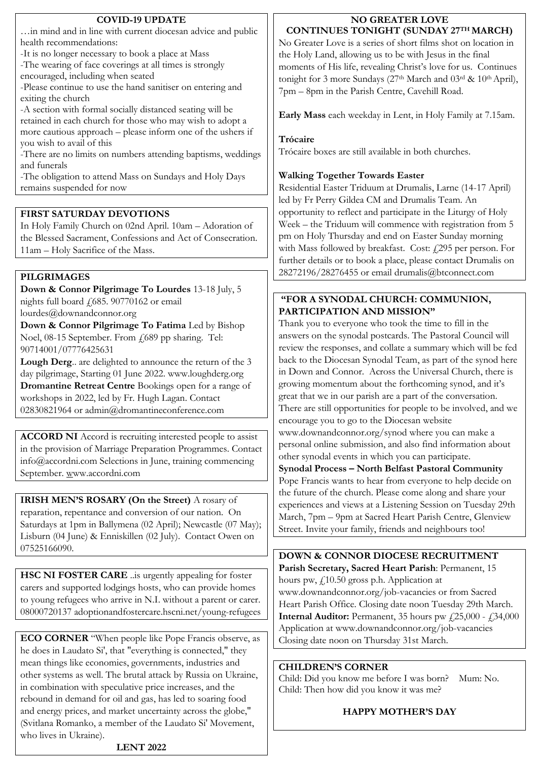## COVID-19 UPDATE

…in mind and in line with current diocesan advice and public health recommendations:

- It is no longer necessary to book a place at Mass
- The wearing of face coverings at all times is strongly encouraged, including when seated
- Please continue to use the hand sanitiser on entering and exiting the church
- A section with formal socially distanced seating will be retained in each church for those who may wish to adopt a more cautious approach – please inform one of the ushers if you wish to avail of this
- There are no limits on numbers attending baptisms, weddings and funerals
- The obligation to attend Mass on Sundays and Holy Days remains suspended for now

## FIRST SATURDAY DEVOTIONS

In Holy Family Church on 02nd April. 10am – Adoration of the Blessed Sacrament, Confessions and Act of Consecration. 11am – Holy Sacrifice of the Mass.

## PILGRIMAGES

**Down & Connor Pilgrimage To Lourdes** 13-18 July, 5 nights full board £685. 90770162 or email lourdes@downandconnor.org

**Down & Connor Pilgrimage To Fatima** Led by Bishop Noel, 08-15 September. From £689 pp sharing. Tel: 90714001/07776425631

**Lough Derg**.. are delighted to announce the return of the 3 day pilgrimage, Starting 01 June 2022. www.loughderg.org

**Dromantine Retreat Centre** Bookings open for a range of workshops in 2022, led by Fr. Hugh Lagan. Contact 02830821964 or admin@dromantineconference.com

**ACCORD NI** Accord is recruiting interested people to assist in the provision of Marriage Preparation Programmes. Contact info@accordni.com Selections in June, training commencing September. www.accordni.com

**IRISH MEN'S ROSARY (On the Street)** A rosary of reparation, repentance and conversion of our nation. On Saturdays at 1pm in Ballymena (02 April); Newcastle (07 May); Lisburn (04 June) & Enniskillen (02 July). Contact Owen on 07525166090.

**HSC NI FOSTER CARE** ..is urgently appealing for foster carers and supported lodgings hosts, who can provide homes to young refugees who arrive in N.I. without a parent or carer. 08000720137 adoptionandfostercare.hscni.net/young-refugees

**ECO CORNER** "When people like Pope Francis observe, as he does in Laudato Si', that "everything is connected," they mean things like economies, governments, industries and other systems as well. The brutal attack by Russia on Ukraine, in combination with speculative price increases, and the rebound in demand for oil and gas, has led to soaring food and energy prices, and market uncertainty across the globe," (Svitlana Romanko, a member of the Laudato Si' Movement, who lives in Ukraine).

**LENT 2022**

## NO GREATER LOVE CONTINUES TONIGHT (SUNDAY 27TH MARCH)

No Greater Love is a series of short films shot on location in the Holy Land, allowing us to be with Jesus in the final moments of His life, revealing Christ's love for us. Continues tonight for 3 more Sundays (27th March and 03rd & 10th April), 7pm – 8pm in the Parish Centre, Cavehill Road.

**Early Mass** each weekday in Lent, in Holy Family at 7.15am.

**Trócaire**

Trócaire boxes are still available in both churches.

**Walking Together Towards Easter**

Residential Easter Triduum at Drumalis, Larne (14-17 April) led by Fr Perry Gildea CM and Drumalis Team. An opportunity to reflect and participate in the Liturgy of Holy Week – the Triduum will commence with registration from 5 pm on Holy Thursday and end on Easter Sunday morning with Mass followed by breakfast. Cost: £295 per person. For further details or to book a place, please contact Drumalis on 28272196/28276455 or email drumalis@btconnect.com

## "FOR A SYNODAL CHURCH: COMMUNION, PARTICIPATION AND MISSION"

Thank you to everyone who took the time to fill in the answers on the synodal postcards. The Pastoral Council will review the responses, and collate a summary which will be fed back to the Diocesan Synodal Team, as part of the synod here in Down and Connor. Across the Universal Church, there is growing momentum about the forthcoming synod, and it's great that we in our parish are a part of the conversation. There are still opportunities for people to be involved, and we encourage you to go to the Diocesan website www.downandconnor.org/synod where you can make a personal online submission, and also find information about other synodal events in which you can participate.

**Synodal Process – North Belfast Pastoral Community**

Pope Francis wants to hear from everyone to help decide on the future of the church. Please come along and share your experiences and views at a Listening Session on Tuesday 29th March, 7pm – 9pm at Sacred Heart Parish Centre, Glenview Street. Invite your family, friends and neighbours too!

## DOWN & CONNOR DIOCESE RECRUITMENT

**Parish Secretary, Sacred Heart Parish**: Permanent, 15 hours pw, £10.50 gross p.h. Application at www.downandconnor.org/job-vacancies or from Sacred Heart Parish Office. Closing date noon Tuesday 29th March.

**Internal Auditor:** Permanent, 35 hours pw £25,000 - £34,000 Application at www.downandconnor.org/job-vacancies Closing date noon on Thursday 31st March.

## CHILDREN'S CORNER

Child: Did you know me before I was born? Mum: No.
Child: Then how did you know it was me?

**HAPPY MOTHER'S DAY**